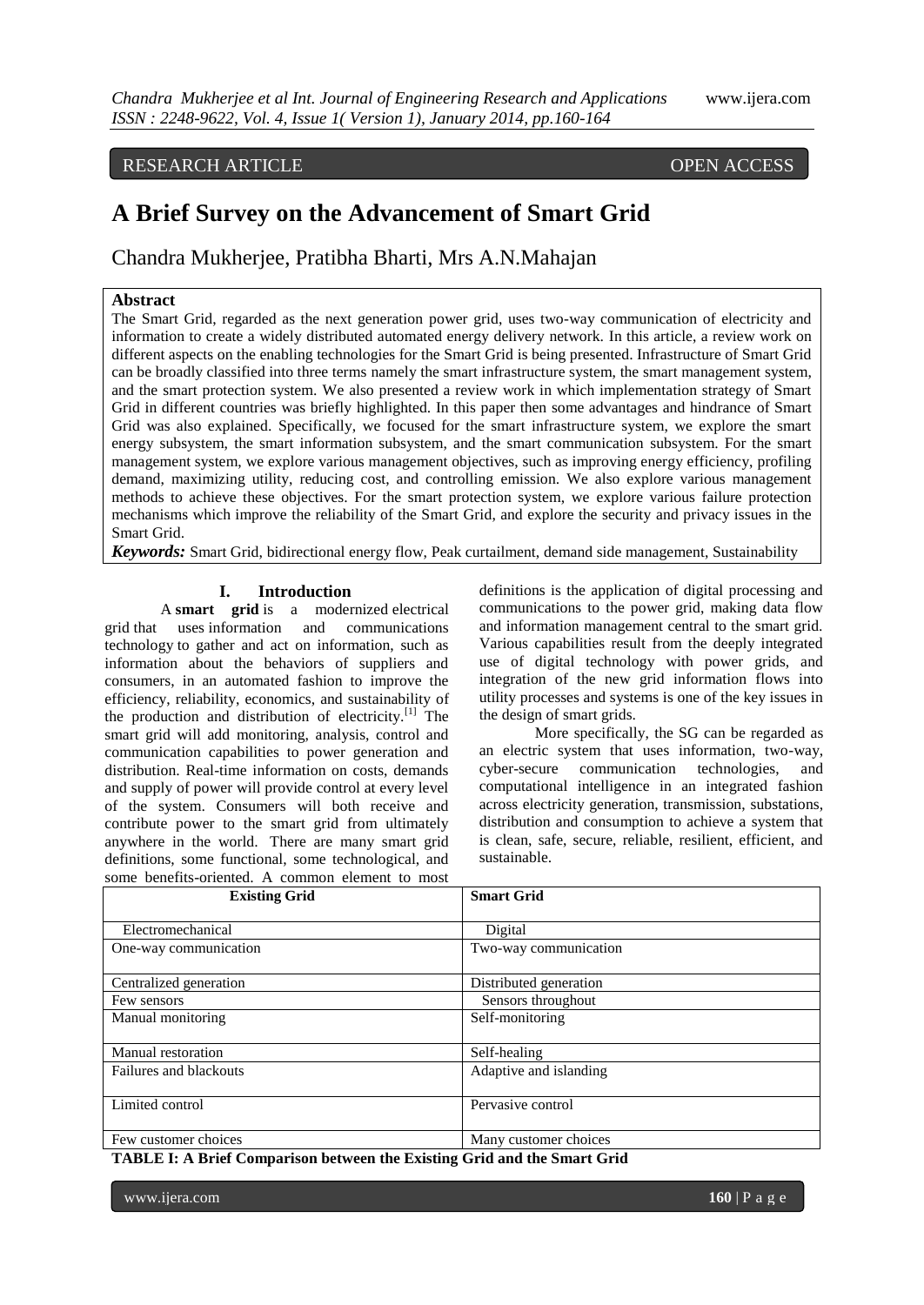RESEARCH ARTICLE OPEN ACCESS

# A Brief Survey on the Advancement of Smart Grid

Chandra Mukherjee, Pratibha Bharti, Mrs A.N.Mahajan

## Abstract

The Smart Grid, regarded as the next generation power grid, uses two-way communication of electricity and information to create a widely distributed automated energy delivery network. In this article, a review work on different aspects on the enabling technologies for the Smart Grid is being presented. Infrastructure of Smart Grid can be broadly classified into three terms namely the smart infrastructure system, the smart management system, and the smart protection system. We also presented a review work in which implementation strategy of Smart Grid in different countries was briefly highlighted. In this paper then some advantages and hindrance of Smart Grid was also explained. Specifically, we focused for the smart infrastructure system, we explore the smart energy subsystem, the smart information subsystem, and the smart communication subsystem. For the smart management system, we explore various management objectives, such as improving energy efficiency, profiling demand, maximizing utility, reducing cost, and controlling emission. We also explore various management methods to achieve these objectives. For the smart protection system, we explore various failure protection mechanisms which improve the reliability of the Smart Grid, and explore the security and privacy issues in the Smart Grid.

***Keywords:*** Smart Grid, bidirectional energy flow, Peak curtailment, demand side management, Sustainability

## I. Introduction

A **smart grid** is a modernized electrical grid that uses information and communications technology to gather and act on information, such as information about the behaviors of suppliers and consumers, in an automated fashion to improve the efficiency, reliability, economics, and sustainability of the production and distribution of electricity.[1] The smart grid will add monitoring, analysis, control and communication capabilities to power generation and distribution. Real-time information on costs, demands and supply of power will provide control at every level of the system. Consumers will both receive and contribute power to the smart grid from ultimately anywhere in the world. There are many smart grid definitions, some functional, some technological, and some benefits-oriented. A common element to most definitions is the application of digital processing and communications to the power grid, making data flow and information management central to the smart grid. Various capabilities result from the deeply integrated use of digital technology with power grids, and integration of the new grid information flows into utility processes and systems is one of the key issues in the design of smart grids.

More specifically, the SG can be regarded as an electric system that uses information, two-way, cyber-secure communication technologies, and computational intelligence in an integrated fashion across electricity generation, transmission, substations, distribution and consumption to achieve a system that is clean, safe, secure, reliable, resilient, efficient, and sustainable.

| Existing Grid | Smart Grid |
|---|---|
| Electromechanical | Digital |
| One-way communication | Two-way communication |
| Centralized generation | Distributed generation |
| Few sensors | Sensors throughout |
| Manual monitoring | Self-monitoring |
| Manual restoration | Self-healing |
| Failures and blackouts | Adaptive and islanding |
| Limited control | Pervasive control |
| Few customer choices | Many customer choices |

**TABLE I: A Brief Comparison between the Existing Grid and the Smart Grid**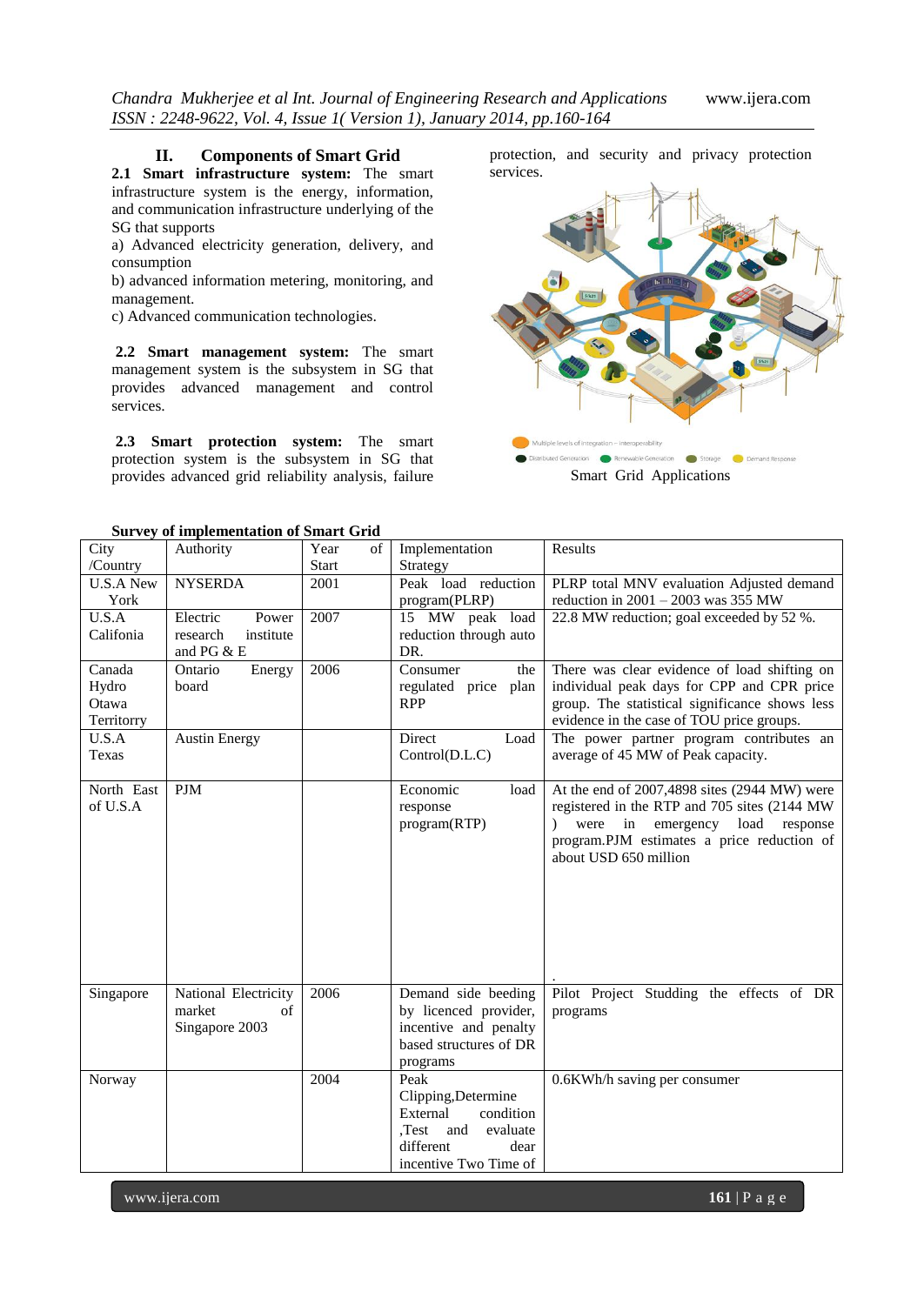## II. Components of Smart Grid

**2.1 Smart infrastructure system:** The smart infrastructure system is the energy, information, and communication infrastructure underlying of the SG that supports

a) Advanced electricity generation, delivery, and consumption

b) advanced information metering, monitoring, and management.

c) Advanced communication technologies.

**2.2 Smart management system:** The smart management system is the subsystem in SG that provides advanced management and control services.

**2.3 Smart protection system:** The smart protection system is the subsystem in SG that provides advanced grid reliability analysis, failure protection, and security and privacy protection services.

Multiple levels of integration – interoperability

Distributed Generation  Renewable Generation  Storage  Demand Response

Smart Grid Applications

**Survey of implementation of Smart Grid**

| City /Country | Authority | Year of Start | Implementation Strategy | Results |
|---|---|---|---|---|
| U.S.A New York | NYSERDA | 2001 | Peak load reduction program(PLRP) | PLRP total MNV evaluation Adjusted demand reduction in 2001 – 2003 was 355 MW |
| U.S.A California | Electric Power research institute and PG & E | 2007 | 15 MW peak load reduction through auto DR. | 22.8 MW reduction; goal exceeded by 52 %. |
| Canada Hydro Otawa Territory | Ontario Energy board | 2006 | Consumer the regulated price plan RPP | There was clear evidence of load shifting on individual peak days for CPP and CPR price group. The statistical significance shows less evidence in the case of TOU price groups. |
| U.S.A Texas | Austin Energy | | Direct Load Control(D.L.C) | The power partner program contributes an average of 45 MW of Peak capacity. |
| North East of U.S.A | PJM | | Economic load response program(RTP) | At the end of 2007,4898 sites (2944 MW) were registered in the RTP and 705 sites (2144 MW ) were in emergency load response program.PJM estimates a price reduction of about USD 650 million . |
| Singapore | National Electricity market of Singapore 2003 | 2006 | Demand side beeding by licenced provider, incentive and penalty based structures of DR programs | Pilot Project Studding the effects of DR programs |
| Norway | | 2004 | Peak Clipping,Determine External condition ,Test and evaluate different dear incentive Two Time of | 0.6KWh/h saving per consumer |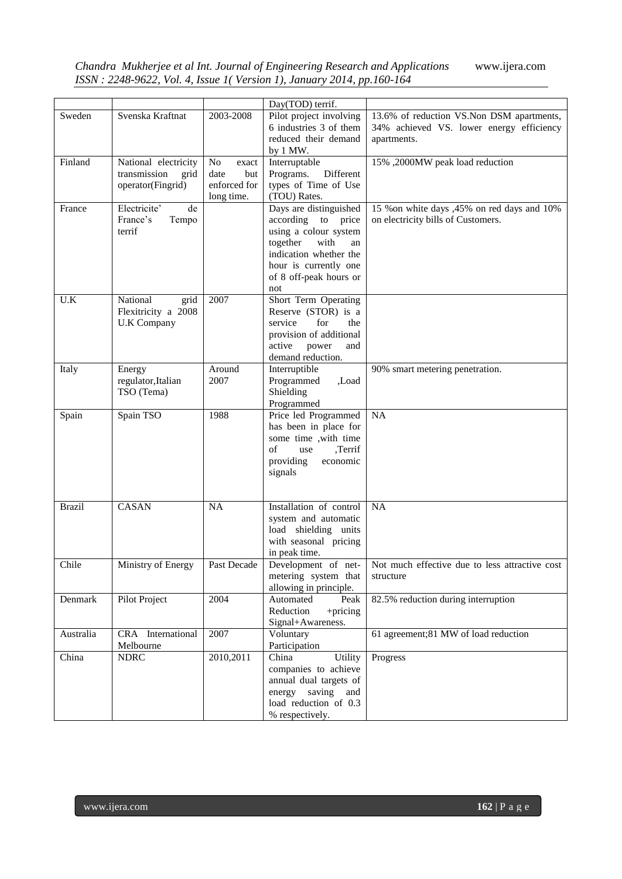| | | | Day(TOD) terrif. | |
|---|---|---|---|---|
| Sweden | Svenska Kraftnat | 2003-2008 | Pilot project involving 6 industries 3 of them reduced their demand by 1 MW. | 13.6% of reduction VS.Non DSM apartments, 34% achieved VS. lower energy efficiency apartments. |
| Finland | National electricity transmission grid operator(Fingrid) | No exact date but enforced for long time. | Interruptable Programs. Different types of Time of Use (TOU) Rates. | 15% ,2000MW peak load reduction |
| France | Electricite' de France's Tempo terrif | | Days are distinguished according to price using a colour system together with an indication whether the hour is currently one of 8 off-peak hours or not | 15 %on white days ,45% on red days and 10% on electricity bills of Customers. |
| U.K | National grid Flexitricity a 2008 U.K Company | 2007 | Short Term Operating Reserve (STOR) is a service for the provision of additional active power and demand reduction. | |
| Italy | Energy regulator,Italian TSO (Tema) | Around 2007 | Interruptible Programmed ,Load Shielding Programmed | 90% smart metering penetration. |
| Spain | Spain TSO | 1988 | Price led Programmed has been in place for some time ,with time of use ,Terrif providing economic signals | NA |
| Brazil | CASAN | NA | Installation of control system and automatic load shielding units with seasonal pricing in peak time. | NA |
| Chile | Ministry of Energy | Past Decade | Development of net-metering system that allowing in principle. | Not much effective due to less attractive cost structure |
| Denmark | Pilot Project | 2004 | Automated Peak Reduction +pricing Signal+Awareness. | 82.5% reduction during interruption |
| Australia | CRA International Melbourne | 2007 | Voluntary Participation | 61 agreement;81 MW of load reduction |
| China | NDRC | 2010,2011 | China Utility companies to achieve annual dual targets of energy saving and load reduction of 0.3 % respectively. | Progress |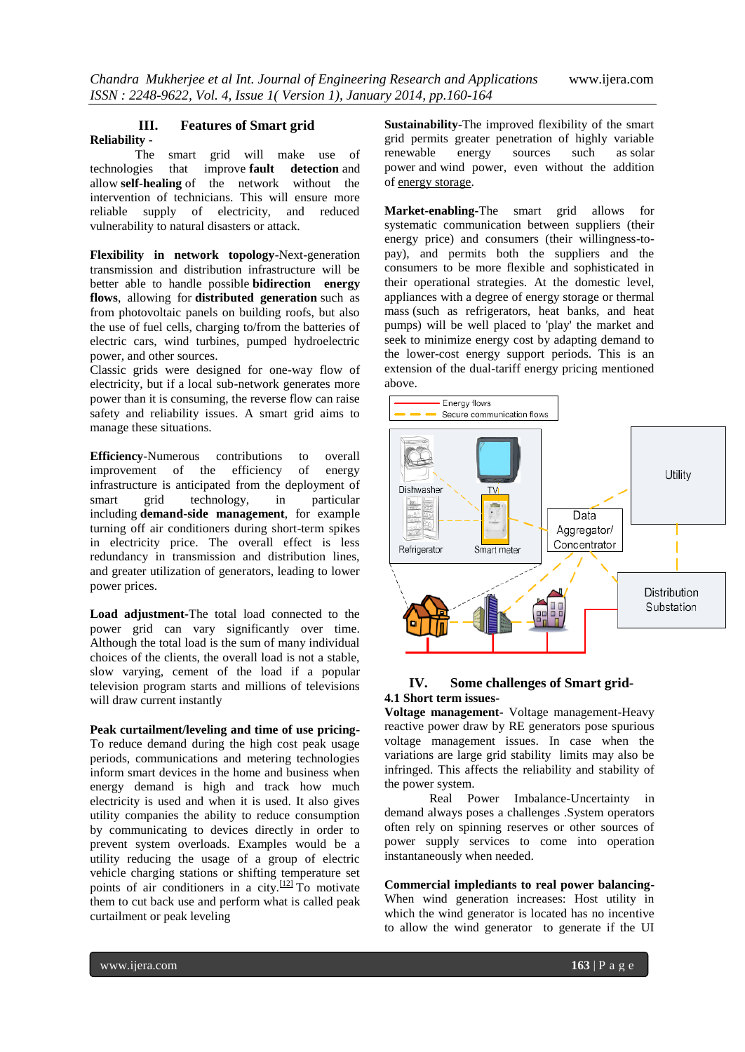## III. Features of Smart grid

**Reliability** -

The smart grid will make use of technologies that improve **fault detection** and allow **self-healing** of the network without the intervention of technicians. This will ensure more reliable supply of electricity, and reduced vulnerability to natural disasters or attack.

**Flexibility in network topology**-Next-generation transmission and distribution infrastructure will be better able to handle possible **bidirection energy flows**, allowing for **distributed generation** such as from photovoltaic panels on building roofs, but also the use of fuel cells, charging to/from the batteries of electric cars, wind turbines, pumped hydroelectric power, and other sources.

Classic grids were designed for one-way flow of electricity, but if a local sub-network generates more power than it is consuming, the reverse flow can raise safety and reliability issues. A smart grid aims to manage these situations.

**Efficiency**-Numerous contributions to overall improvement of the efficiency of energy infrastructure is anticipated from the deployment of smart grid technology, in particular including **demand-side management**, for example turning off air conditioners during short-term spikes in electricity price. The overall effect is less redundancy in transmission and distribution lines, and greater utilization of generators, leading to lower power prices.

**Load adjustment**-The total load connected to the power grid can vary significantly over time. Although the total load is the sum of many individual choices of the clients, the overall load is not a stable, slow varying, cement of the load if a popular television program starts and millions of televisions will draw current instantly

**Peak curtailment/leveling and time of use pricing**-To reduce demand during the high cost peak usage periods, communications and metering technologies inform smart devices in the home and business when energy demand is high and track how much electricity is used and when it is used. It also gives utility companies the ability to reduce consumption by communicating to devices directly in order to prevent system overloads. Examples would be a utility reducing the usage of a group of electric vehicle charging stations or shifting temperature set points of air conditioners in a city.[12] To motivate them to cut back use and perform what is called peak curtailment or peak leveling

**Sustainability**-The improved flexibility of the smart grid permits greater penetration of highly variable renewable energy sources such as solar power and wind power, even without the addition of energy storage.

**Market-enabling**-The smart grid allows for systematic communication between suppliers (their energy price) and consumers (their willingness-to-pay), and permits both the suppliers and the consumers to be more flexible and sophisticated in their operational strategies. At the domestic level, appliances with a degree of energy storage or thermal mass (such as refrigerators, heat banks, and heat pumps) will be well placed to 'play' the market and seek to minimize energy cost by adapting demand to the lower-cost energy support periods. This is an extension of the dual-tariff energy pricing mentioned above.

## IV. Some challenges of Smart grid-

### 4.1 Short term issues-

**Voltage management-** Voltage management-Heavy reactive power draw by RE generators pose spurious voltage management issues. In case when the variations are large grid stability limits may also be infringed. This affects the reliability and stability of the power system.

Real Power Imbalance-Uncertainty in demand always poses a challenges .System operators often rely on spinning reserves or other sources of power supply services to come into operation instantaneously when needed.

**Commercial impledients to real power balancing-** When wind generation increases: Host utility in which the wind generator is located has no incentive to allow the wind generator to generate if the UI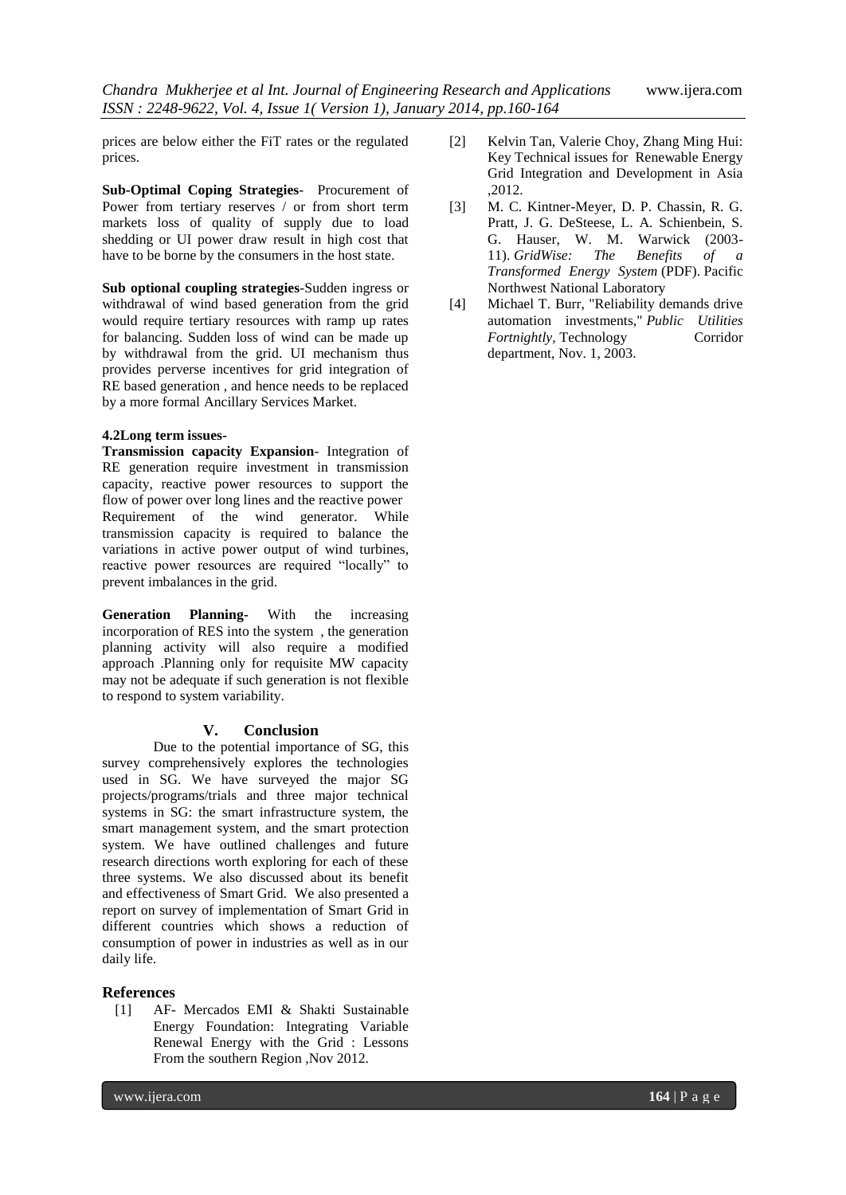prices are below either the FiT rates or the regulated prices.

**Sub-Optimal Coping Strategies**- Procurement of Power from tertiary reserves / or from short term markets loss of quality of supply due to load shedding or UI power draw result in high cost that have to be borne by the consumers in the host state.

**Sub optional coupling strategies**-Sudden ingress or withdrawal of wind based generation from the grid would require tertiary resources with ramp up rates for balancing. Sudden loss of wind can be made up by withdrawal from the grid. UI mechanism thus provides perverse incentives for grid integration of RE based generation , and hence needs to be replaced by a more formal Ancillary Services Market.

**4.2Long term issues-**

**Transmission capacity Expansion**- Integration of RE generation require investment in transmission capacity, reactive power resources to support the flow of power over long lines and the reactive power Requirement of the wind generator. While transmission capacity is required to balance the variations in active power output of wind turbines, reactive power resources are required "locally" to prevent imbalances in the grid.

**Generation Planning**- With the increasing incorporation of RES into the system , the generation planning activity will also require a modified approach .Planning only for requisite MW capacity may not be adequate if such generation is not flexible to respond to system variability.

## V. Conclusion

Due to the potential importance of SG, this survey comprehensively explores the technologies used in SG. We have surveyed the major SG projects/programs/trials and three major technical systems in SG: the smart infrastructure system, the smart management system, and the smart protection system. We have outlined challenges and future research directions worth exploring for each of these three systems. We also discussed about its benefit and effectiveness of Smart Grid. We also presented a report on survey of implementation of Smart Grid in different countries which shows a reduction of consumption of power in industries as well as in our daily life.

## References

[1] AF- Mercados EMI & Shakti Sustainable Energy Foundation: Integrating Variable Renewal Energy with the Grid : Lessons From the southern Region ,Nov 2012.

[2] Kelvin Tan, Valerie Choy, Zhang Ming Hui: Key Technical issues for Renewable Energy Grid Integration and Development in Asia ,2012.

[3] M. C. Kintner-Meyer, D. P. Chassin, R. G. Pratt, J. G. DeSteese, L. A. Schienbein, S. G. Hauser, W. M. Warwick (2003-11). *GridWise: The Benefits of a Transformed Energy System* (PDF). Pacific Northwest National Laboratory

[4] Michael T. Burr, "Reliability demands drive automation investments," *Public Utilities Fortnightly,* Technology Corridor department, Nov. 1, 2003.